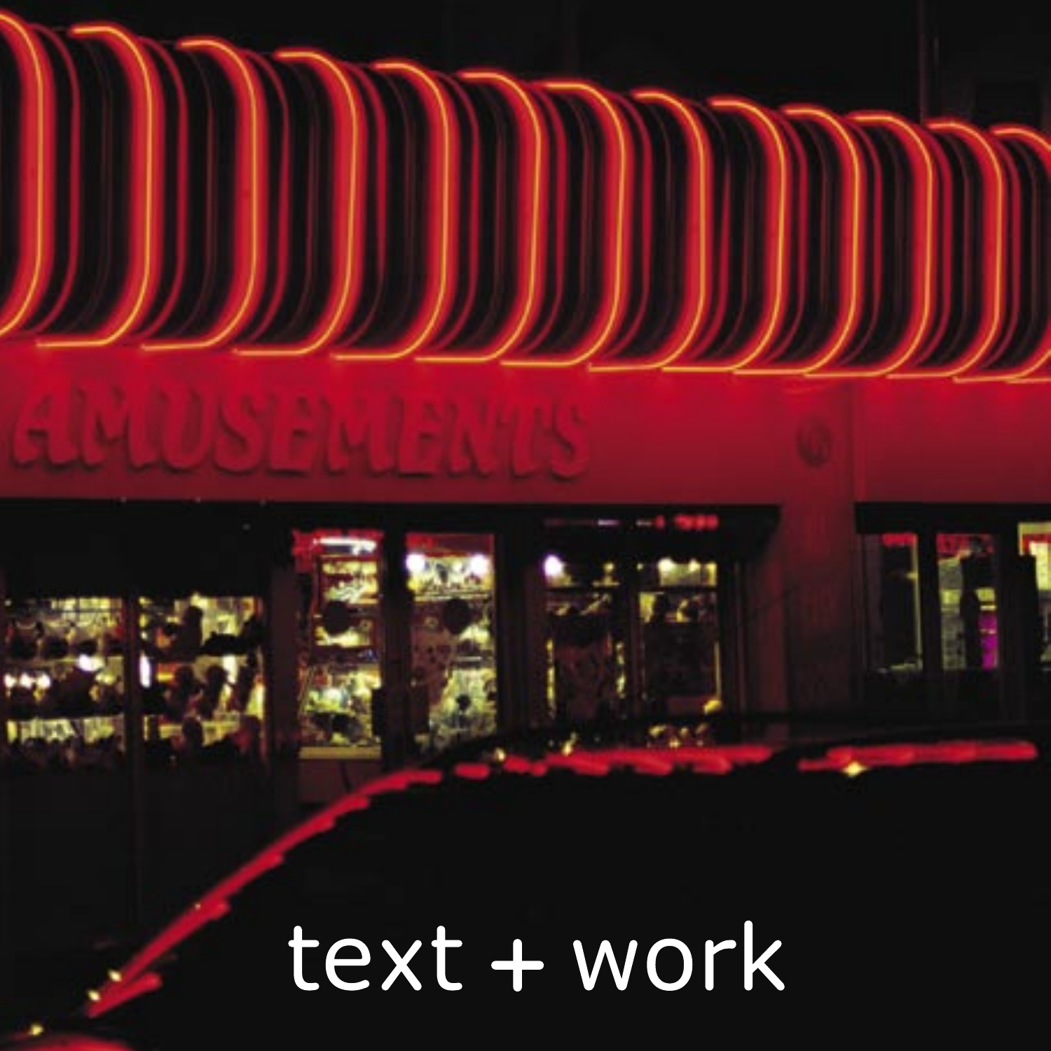text + work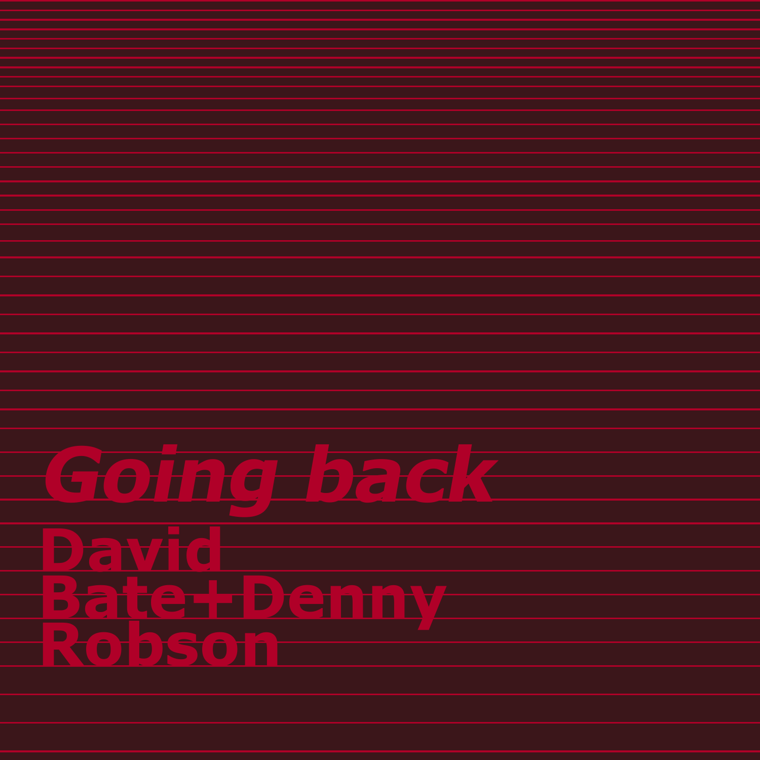# *Going back*

## David Bate+Denny Robson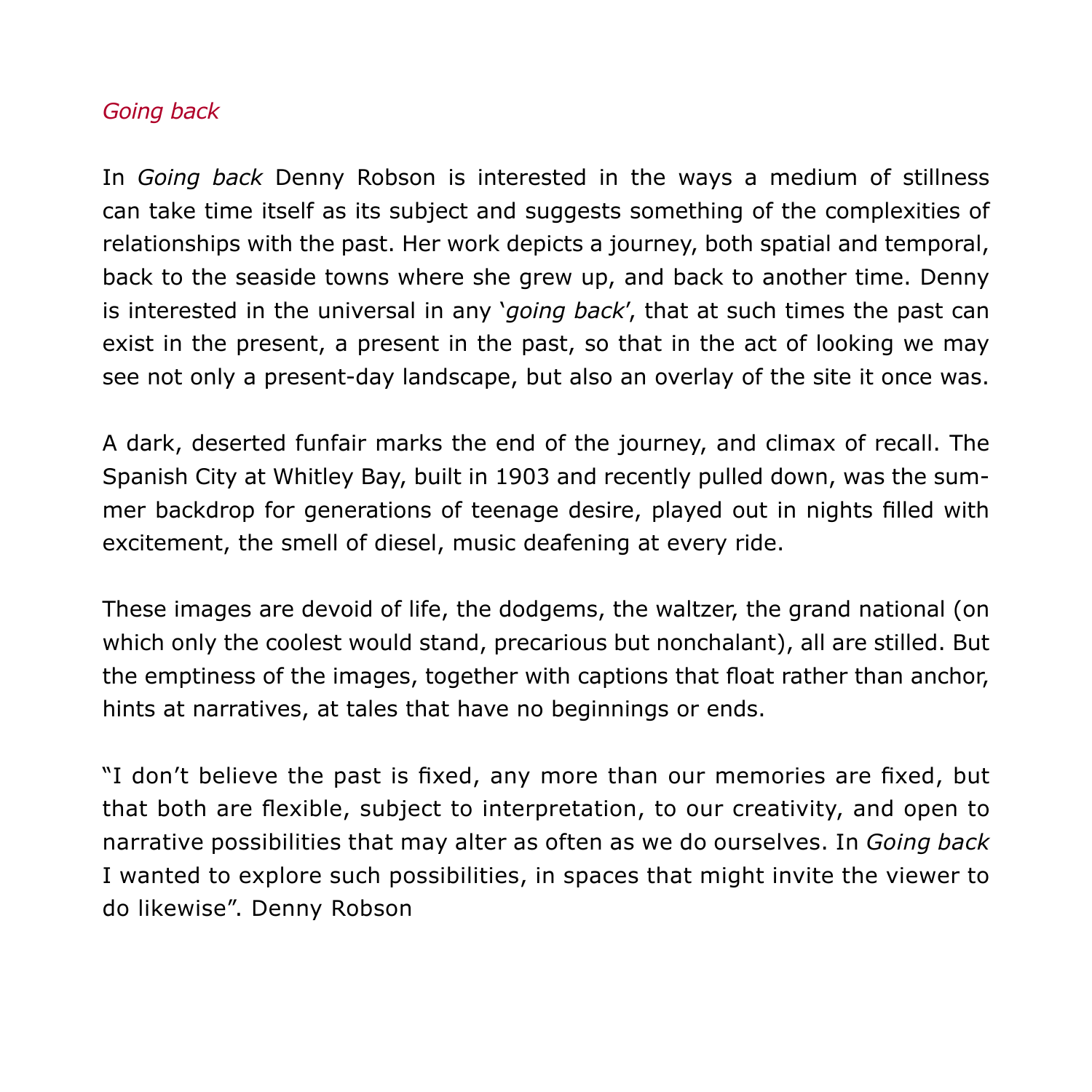## *Going back*

In *Going back* Denny Robson is interested in the ways a medium of stillness can take time itself as its subject and suggests something of the complexities of relationships with the past. Her work depicts a journey, both spatial and temporal, back to the seaside towns where she grew up, and back to another time. Denny is interested in the universal in any '*going back*', that at such times the past can exist in the present, a present in the past, so that in the act of looking we may see not only a present-day landscape, but also an overlay of the site it once was.

A dark, deserted funfair marks the end of the journey, and climax of recall. The Spanish City at Whitley Bay, built in 1903 and recently pulled down, was the summer backdrop for generations of teenage desire, played out in nights filled with excitement, the smell of diesel, music deafening at every ride.

These images are devoid of life, the dodgems, the waltzer, the grand national (on which only the coolest would stand, precarious but nonchalant), all are stilled. But the emptiness of the images, together with captions that float rather than anchor, hints at narratives, at tales that have no beginnings or ends.

"I don't believe the past is fixed, any more than our memories are fixed, but that both are flexible, subject to interpretation, to our creativity, and open to narrative possibilities that may alter as often as we do ourselves. In *Going back* I wanted to explore such possibilities, in spaces that might invite the viewer to do likewise". Denny Robson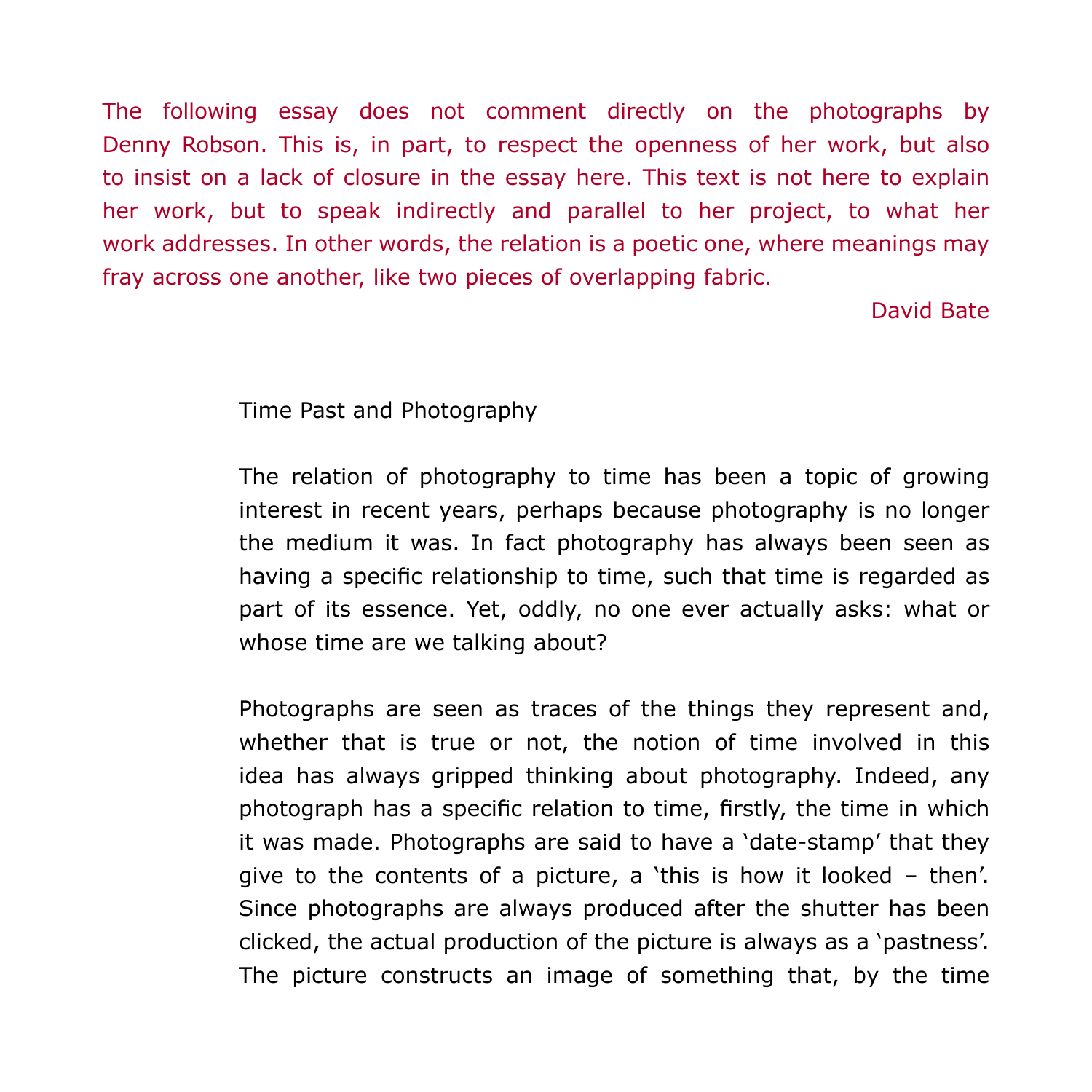The following essay does not comment directly on the photographs by Denny Robson. This is, in part, to respect the openness of her work, but also to insist on a lack of closure in the essay here. This text is not here to explain her work, but to speak indirectly and parallel to her project, to what her work addresses. In other words, the relation is a poetic one, where meanings may fray across one another, like two pieces of overlapping fabric.

David Bate

## Time Past and Photography

The relation of photography to time has been a topic of growing interest in recent years, perhaps because photography is no longer the medium it was. In fact photography has always been seen as having a specific relationship to time, such that time is regarded as part of its essence. Yet, oddly, no one ever actually asks: what or whose time are we talking about?

Photographs are seen as traces of the things they represent and, whether that is true or not, the notion of time involved in this idea has always gripped thinking about photography. Indeed, any photograph has a specific relation to time, firstly, the time in which it was made. Photographs are said to have a 'date-stamp' that they give to the contents of a picture, a 'this is how it looked – then'. Since photographs are always produced after the shutter has been clicked, the actual production of the picture is always as a 'pastness'. The picture constructs an image of something that, by the time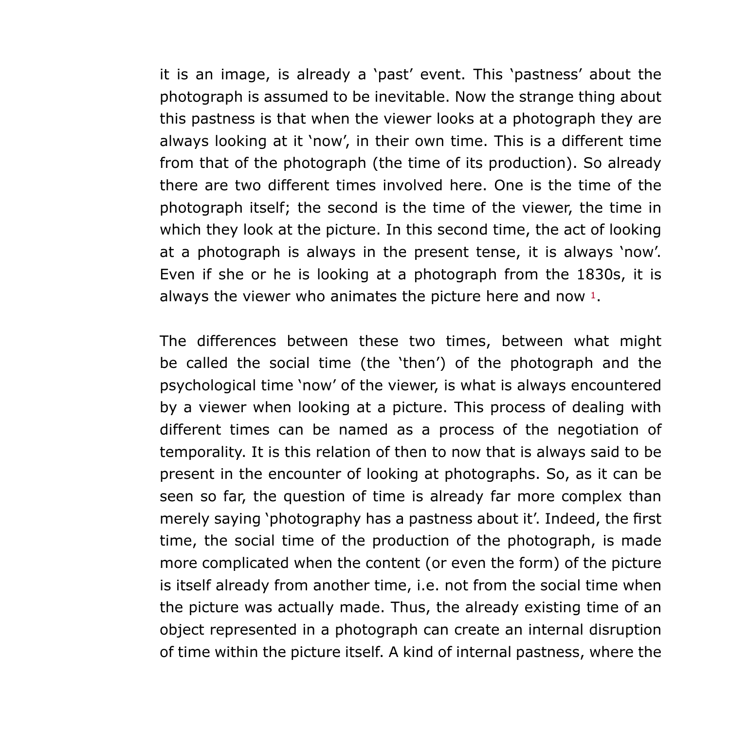it is an image, is already a 'past' event. This 'pastness' about the photograph is assumed to be inevitable. Now the strange thing about this pastness is that when the viewer looks at a photograph they are always looking at it 'now', in their own time. This is a different time from that of the photograph (the time of its production). So already there are two different times involved here. One is the time of the photograph itself; the second is the time of the viewer, the time in which they look at the picture. In this second time, the act of looking at a photograph is always in the present tense, it is always 'now'. Even if she or he is looking at a photograph from the 1830s, it is always the viewer who animates the picture here and now [1].

The differences between these two times, between what might be called the social time (the 'then') of the photograph and the psychological time 'now' of the viewer, is what is always encountered by a viewer when looking at a picture. This process of dealing with different times can be named as a process of the negotiation of temporality. It is this relation of then to now that is always said to be present in the encounter of looking at photographs. So, as it can be seen so far, the question of time is already far more complex than merely saying 'photography has a pastness about it'. Indeed, the first time, the social time of the production of the photograph, is made more complicated when the content (or even the form) of the picture is itself already from another time, i.e. not from the social time when the picture was actually made. Thus, the already existing time of an object represented in a photograph can create an internal disruption of time within the picture itself. A kind of internal pastness, where the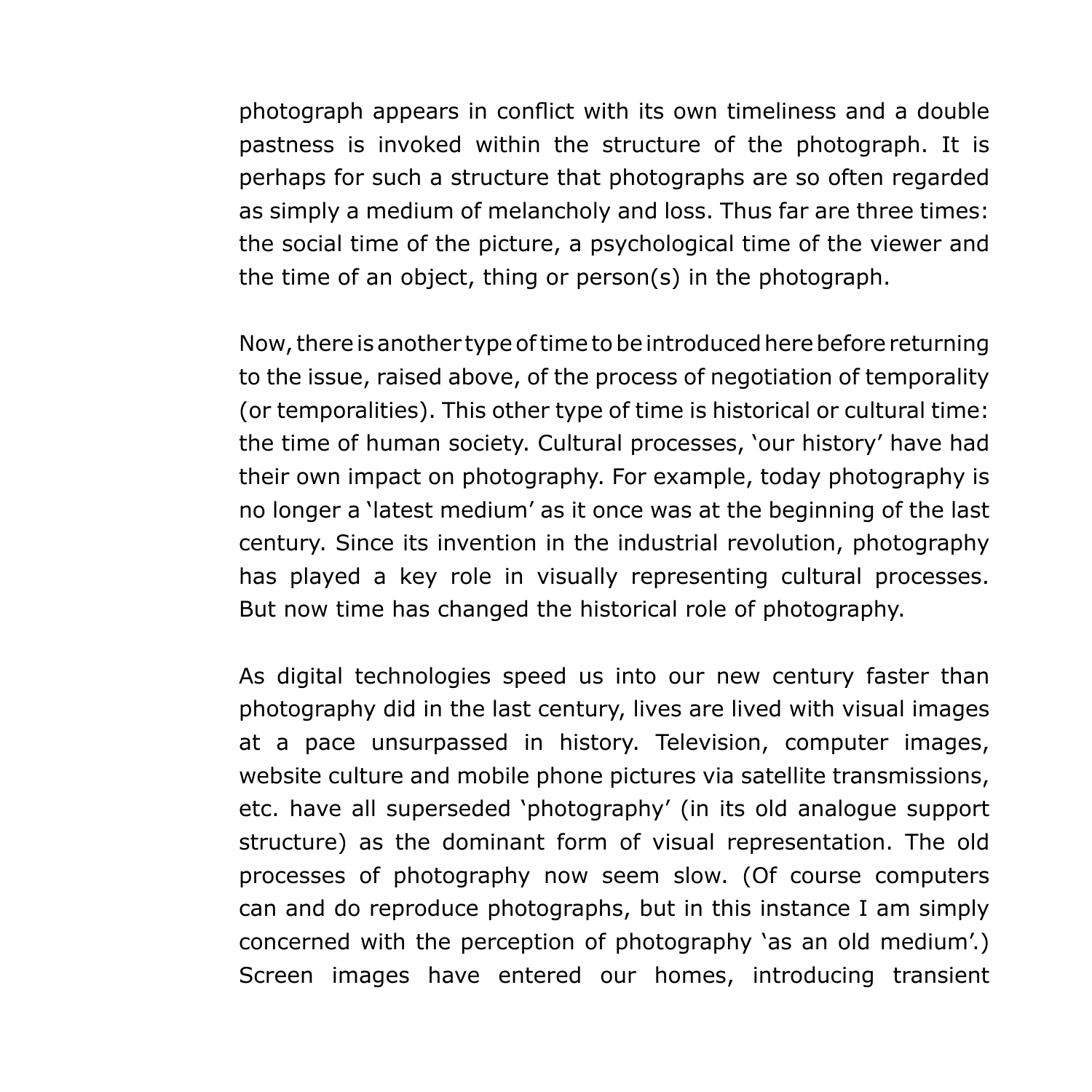photograph appears in conflict with its own timeliness and a double pastness is invoked within the structure of the photograph. It is perhaps for such a structure that photographs are so often regarded as simply a medium of melancholy and loss. Thus far are three times: the social time of the picture, a psychological time of the viewer and the time of an object, thing or person(s) in the photograph.

Now, there is another type of time to be introduced here before returning to the issue, raised above, of the process of negotiation of temporality (or temporalities). This other type of time is historical or cultural time: the time of human society. Cultural processes, 'our history' have had their own impact on photography. For example, today photography is no longer a 'latest medium' as it once was at the beginning of the last century. Since its invention in the industrial revolution, photography has played a key role in visually representing cultural processes. But now time has changed the historical role of photography.

As digital technologies speed us into our new century faster than photography did in the last century, lives are lived with visual images at a pace unsurpassed in history. Television, computer images, website culture and mobile phone pictures via satellite transmissions, etc. have all superseded 'photography' (in its old analogue support structure) as the dominant form of visual representation. The old processes of photography now seem slow. (Of course computers can and do reproduce photographs, but in this instance I am simply concerned with the perception of photography 'as an old medium'.) Screen images have entered our homes, introducing transient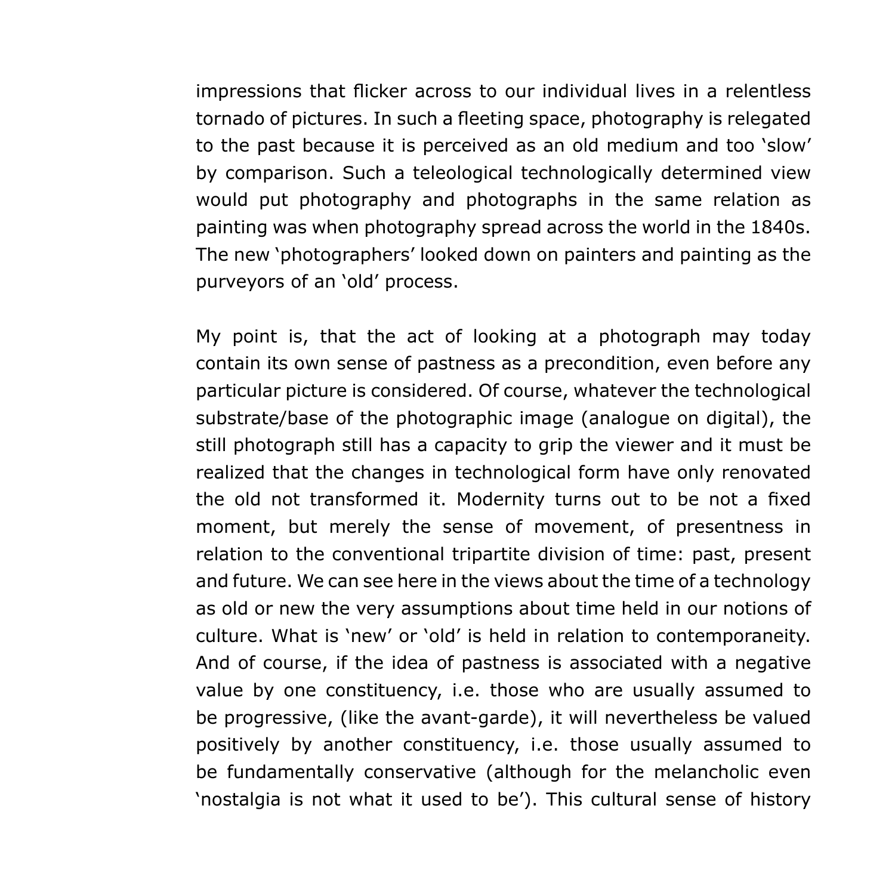impressions that flicker across to our individual lives in a relentless tornado of pictures. In such a fleeting space, photography is relegated to the past because it is perceived as an old medium and too 'slow' by comparison. Such a teleological technologically determined view would put photography and photographs in the same relation as painting was when photography spread across the world in the 1840s. The new 'photographers' looked down on painters and painting as the purveyors of an 'old' process.

My point is, that the act of looking at a photograph may today contain its own sense of pastness as a precondition, even before any particular picture is considered. Of course, whatever the technological substrate/base of the photographic image (analogue on digital), the still photograph still has a capacity to grip the viewer and it must be realized that the changes in technological form have only renovated the old not transformed it. Modernity turns out to be not a fixed moment, but merely the sense of movement, of presentness in relation to the conventional tripartite division of time: past, present and future. We can see here in the views about the time of a technology as old or new the very assumptions about time held in our notions of culture. What is 'new' or 'old' is held in relation to contemporaneity. And of course, if the idea of pastness is associated with a negative value by one constituency, i.e. those who are usually assumed to be progressive, (like the avant-garde), it will nevertheless be valued positively by another constituency, i.e. those usually assumed to be fundamentally conservative (although for the melancholic even 'nostalgia is not what it used to be'). This cultural sense of history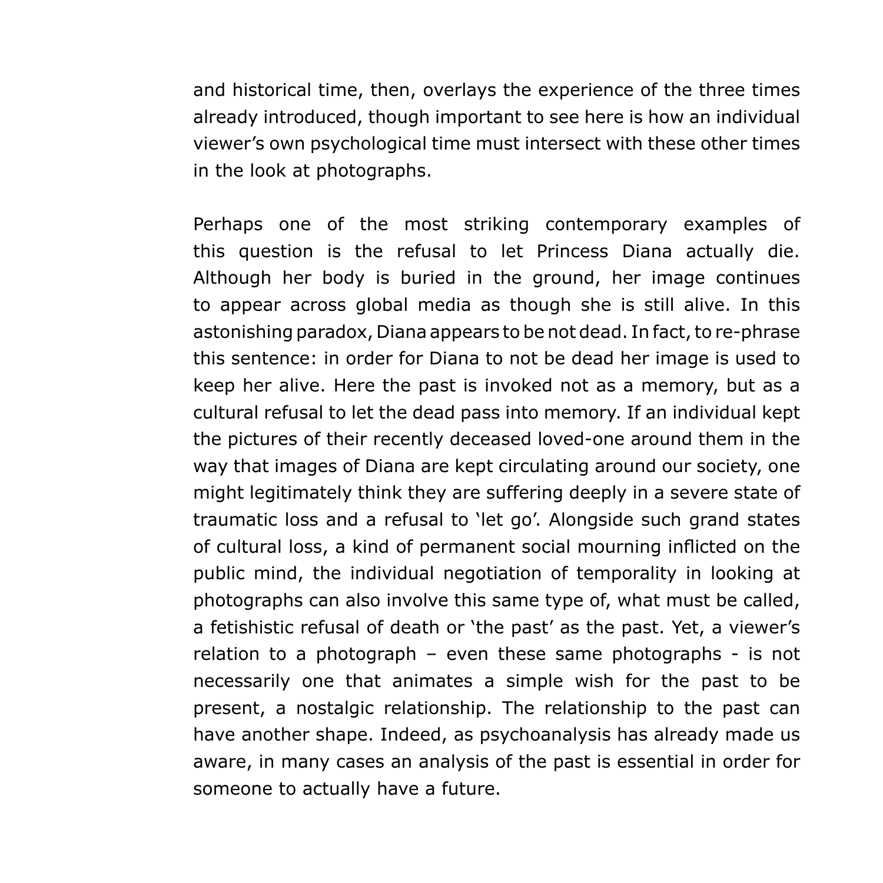and historical time, then, overlays the experience of the three times already introduced, though important to see here is how an individual viewer's own psychological time must intersect with these other times in the look at photographs.

Perhaps one of the most striking contemporary examples of this question is the refusal to let Princess Diana actually die. Although her body is buried in the ground, her image continues to appear across global media as though she is still alive. In this astonishing paradox, Diana appears to be not dead. In fact, to re-phrase this sentence: in order for Diana to not be dead her image is used to keep her alive. Here the past is invoked not as a memory, but as a cultural refusal to let the dead pass into memory. If an individual kept the pictures of their recently deceased loved-one around them in the way that images of Diana are kept circulating around our society, one might legitimately think they are suffering deeply in a severe state of traumatic loss and a refusal to 'let go'. Alongside such grand states of cultural loss, a kind of permanent social mourning inflicted on the public mind, the individual negotiation of temporality in looking at photographs can also involve this same type of, what must be called, a fetishistic refusal of death or 'the past' as the past. Yet, a viewer's relation to a photograph – even these same photographs - is not necessarily one that animates a simple wish for the past to be present, a nostalgic relationship. The relationship to the past can have another shape. Indeed, as psychoanalysis has already made us aware, in many cases an analysis of the past is essential in order for someone to actually have a future.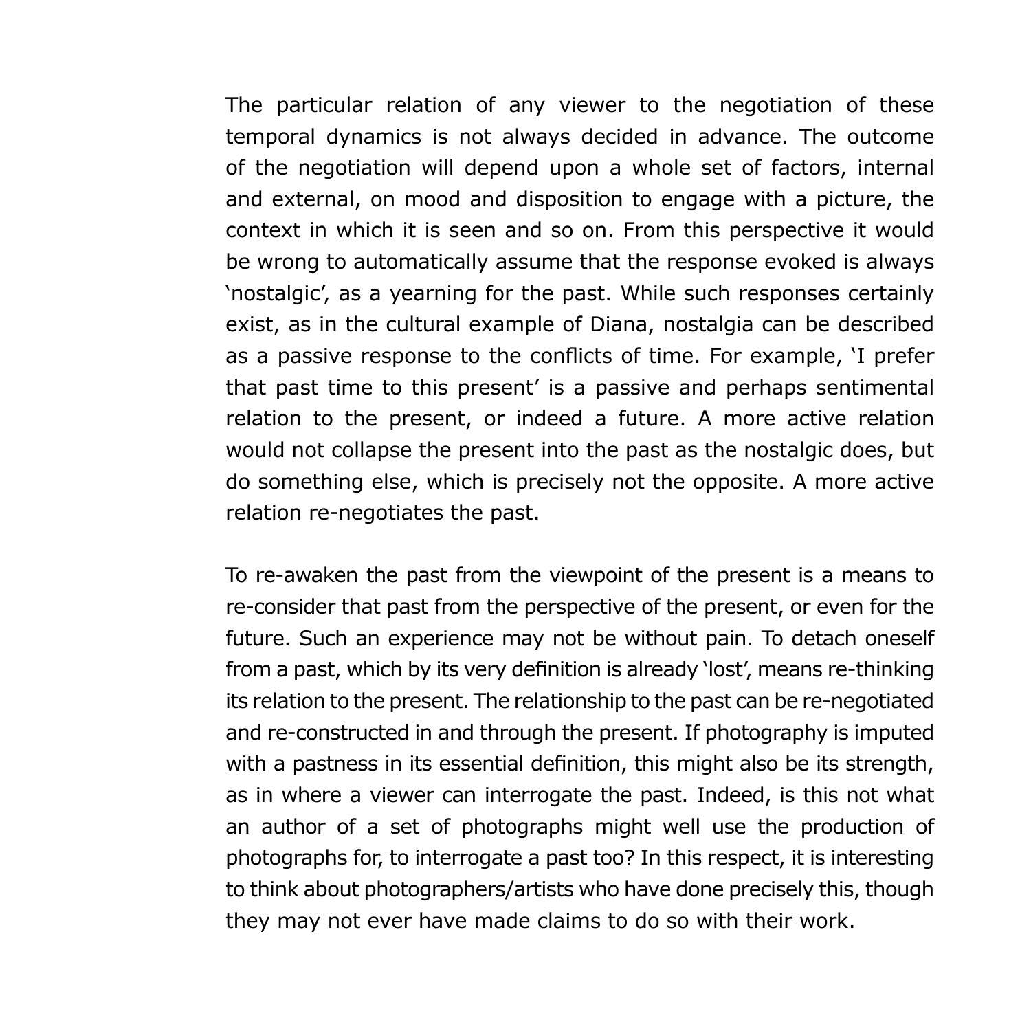The particular relation of any viewer to the negotiation of these temporal dynamics is not always decided in advance. The outcome of the negotiation will depend upon a whole set of factors, internal and external, on mood and disposition to engage with a picture, the context in which it is seen and so on. From this perspective it would be wrong to automatically assume that the response evoked is always 'nostalgic', as a yearning for the past. While such responses certainly exist, as in the cultural example of Diana, nostalgia can be described as a passive response to the conflicts of time. For example, 'I prefer that past time to this present' is a passive and perhaps sentimental relation to the present, or indeed a future. A more active relation would not collapse the present into the past as the nostalgic does, but do something else, which is precisely not the opposite. A more active relation re-negotiates the past.

To re-awaken the past from the viewpoint of the present is a means to re-consider that past from the perspective of the present, or even for the future. Such an experience may not be without pain. To detach oneself from a past, which by its very definition is already 'lost', means re-thinking its relation to the present. The relationship to the past can be re-negotiated and re-constructed in and through the present. If photography is imputed with a pastness in its essential definition, this might also be its strength, as in where a viewer can interrogate the past. Indeed, is this not what an author of a set of photographs might well use the production of photographs for, to interrogate a past too? In this respect, it is interesting to think about photographers/artists who have done precisely this, though they may not ever have made claims to do so with their work.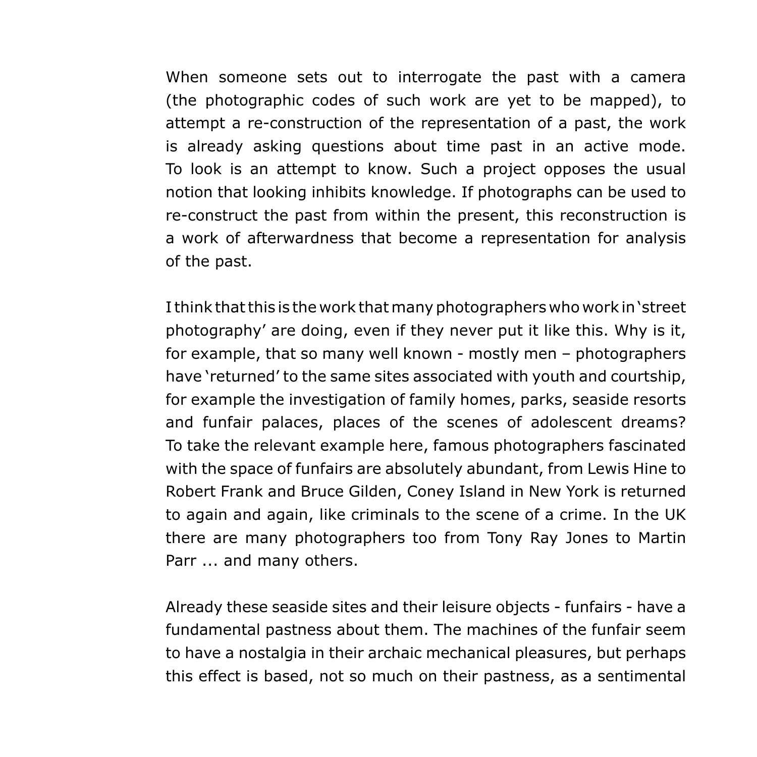When someone sets out to interrogate the past with a camera (the photographic codes of such work are yet to be mapped), to attempt a re-construction of the representation of a past, the work is already asking questions about time past in an active mode. To look is an attempt to know. Such a project opposes the usual notion that looking inhibits knowledge. If photographs can be used to re-construct the past from within the present, this reconstruction is a work of afterwardness that become a representation for analysis of the past.

I think that this is the work that many photographers who work in 'street photography' are doing, even if they never put it like this. Why is it, for example, that so many well known - mostly men – photographers have 'returned' to the same sites associated with youth and courtship, for example the investigation of family homes, parks, seaside resorts and funfair palaces, places of the scenes of adolescent dreams? To take the relevant example here, famous photographers fascinated with the space of funfairs are absolutely abundant, from Lewis Hine to Robert Frank and Bruce Gilden, Coney Island in New York is returned to again and again, like criminals to the scene of a crime. In the UK there are many photographers too from Tony Ray Jones to Martin Parr ... and many others.

Already these seaside sites and their leisure objects - funfairs - have a fundamental pastness about them. The machines of the funfair seem to have a nostalgia in their archaic mechanical pleasures, but perhaps this effect is based, not so much on their pastness, as a sentimental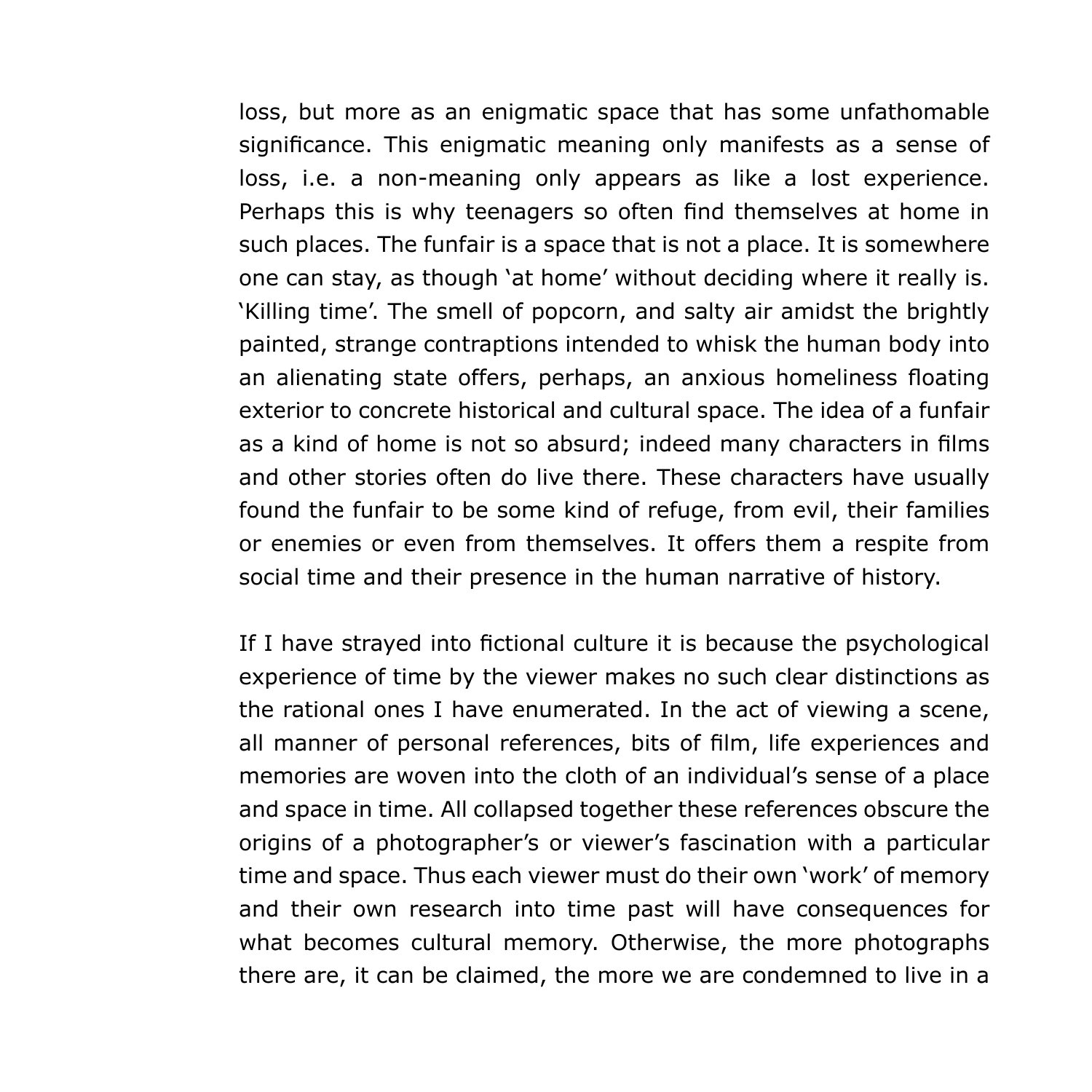loss, but more as an enigmatic space that has some unfathomable significance. This enigmatic meaning only manifests as a sense of loss, i.e. a non-meaning only appears as like a lost experience. Perhaps this is why teenagers so often find themselves at home in such places. The funfair is a space that is not a place. It is somewhere one can stay, as though 'at home' without deciding where it really is. 'Killing time'. The smell of popcorn, and salty air amidst the brightly painted, strange contraptions intended to whisk the human body into an alienating state offers, perhaps, an anxious homeliness floating exterior to concrete historical and cultural space. The idea of a funfair as a kind of home is not so absurd; indeed many characters in films and other stories often do live there. These characters have usually found the funfair to be some kind of refuge, from evil, their families or enemies or even from themselves. It offers them a respite from social time and their presence in the human narrative of history.

If I have strayed into fictional culture it is because the psychological experience of time by the viewer makes no such clear distinctions as the rational ones I have enumerated. In the act of viewing a scene, all manner of personal references, bits of film, life experiences and memories are woven into the cloth of an individual's sense of a place and space in time. All collapsed together these references obscure the origins of a photographer's or viewer's fascination with a particular time and space. Thus each viewer must do their own 'work' of memory and their own research into time past will have consequences for what becomes cultural memory. Otherwise, the more photographs there are, it can be claimed, the more we are condemned to live in a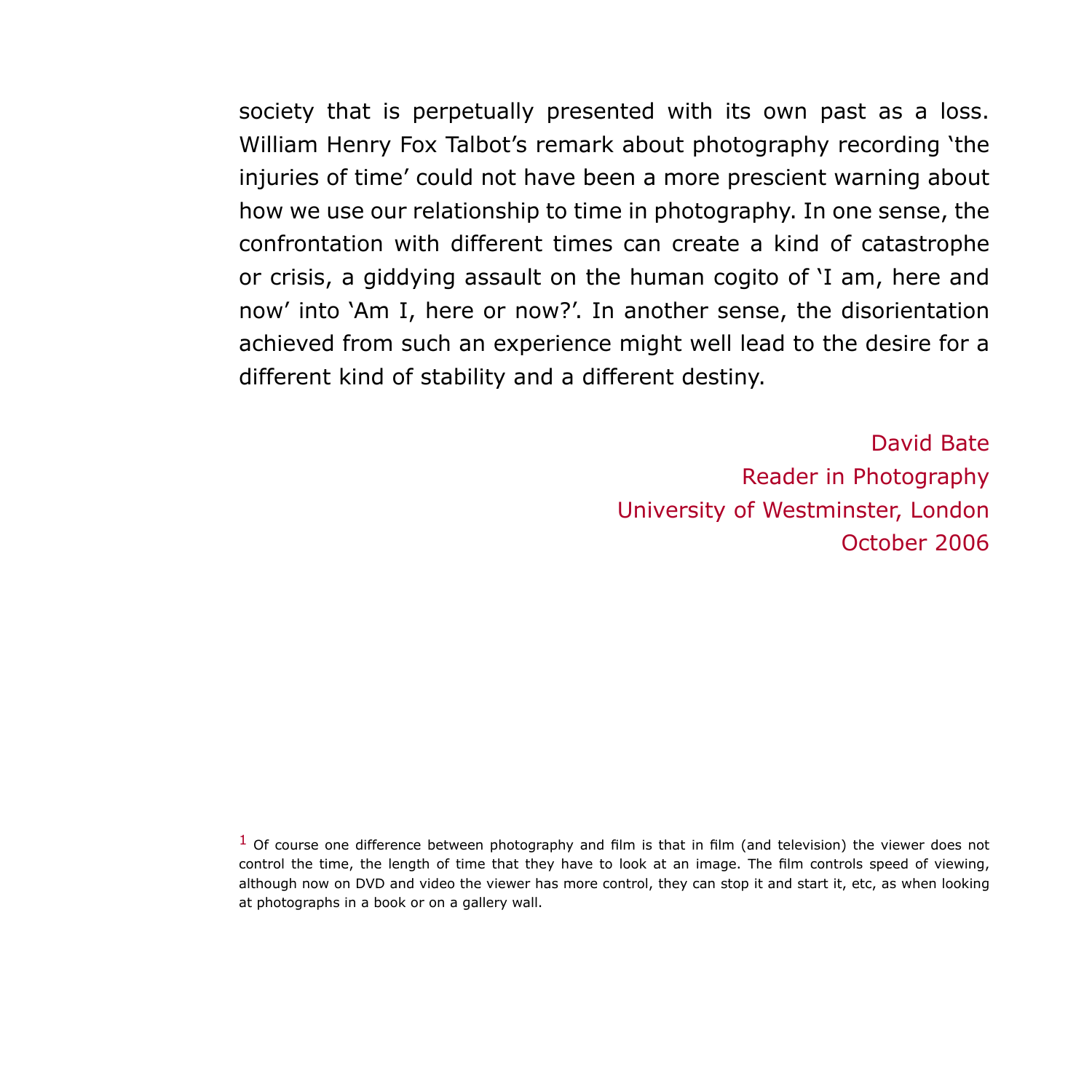society that is perpetually presented with its own past as a loss. William Henry Fox Talbot's remark about photography recording 'the injuries of time' could not have been a more prescient warning about how we use our relationship to time in photography. In one sense, the confrontation with different times can create a kind of catastrophe or crisis, a giddying assault on the human cogito of 'I am, here and now' into 'Am I, here or now?'. In another sense, the disorientation achieved from such an experience might well lead to the desire for a different kind of stability and a different destiny.

David Bate
Reader in Photography
University of Westminster, London
October 2006

[1] Of course one difference between photography and film is that in film (and television) the viewer does not control the time, the length of time that they have to look at an image. The film controls speed of viewing, although now on DVD and video the viewer has more control, they can stop it and start it, etc, as when looking at photographs in a book or on a gallery wall.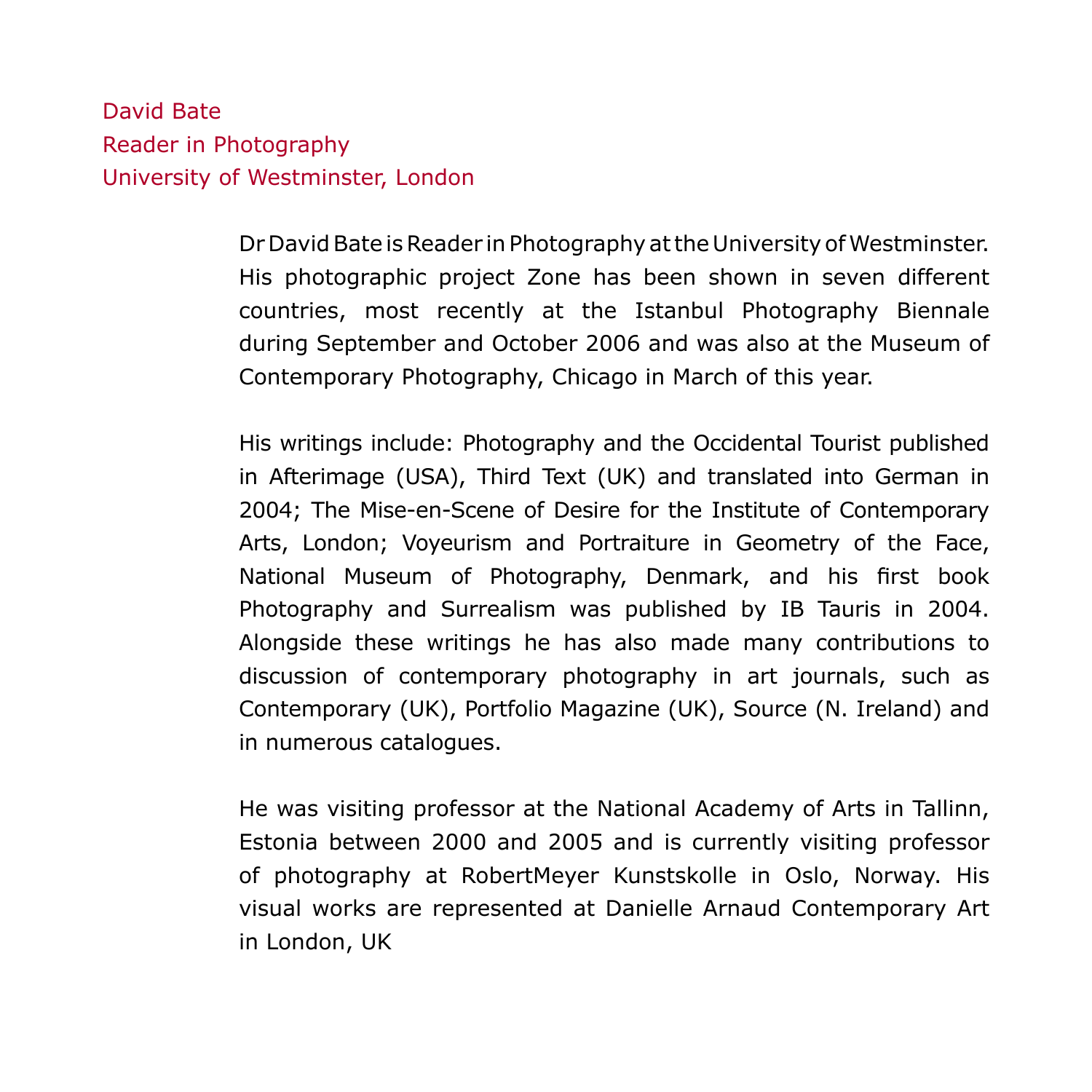David Bate  
Reader in Photography  
University of Westminster, London

Dr David Bate is Reader in Photography at the University of Westminster. His photographic project Zone has been shown in seven different countries, most recently at the Istanbul Photography Biennale during September and October 2006 and was also at the Museum of Contemporary Photography, Chicago in March of this year.

His writings include: Photography and the Occidental Tourist published in Afterimage (USA), Third Text (UK) and translated into German in 2004; The Mise-en-Scene of Desire for the Institute of Contemporary Arts, London; Voyeurism and Portraiture in Geometry of the Face, National Museum of Photography, Denmark, and his first book Photography and Surrealism was published by IB Tauris in 2004. Alongside these writings he has also made many contributions to discussion of contemporary photography in art journals, such as Contemporary (UK), Portfolio Magazine (UK), Source (N. Ireland) and in numerous catalogues.

He was visiting professor at the National Academy of Arts in Tallinn, Estonia between 2000 and 2005 and is currently visiting professor of photography at RobertMeyer Kunstskolle in Oslo, Norway. His visual works are represented at Danielle Arnaud Contemporary Art in London, UK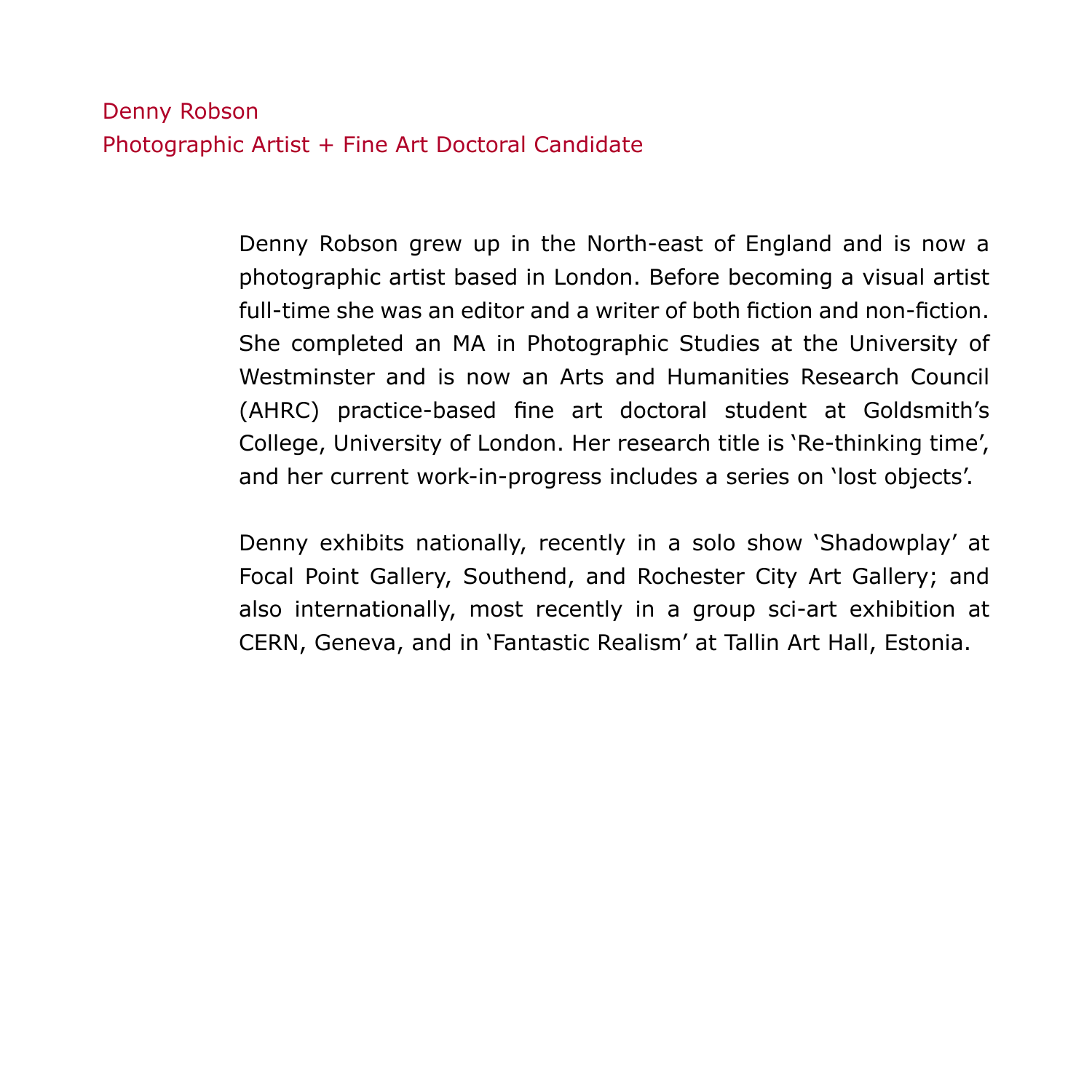## Denny Robson
### Photographic Artist + Fine Art Doctoral Candidate

Denny Robson grew up in the North-east of England and is now a photographic artist based in London. Before becoming a visual artist full-time she was an editor and a writer of both fiction and non-fiction. She completed an MA in Photographic Studies at the University of Westminster and is now an Arts and Humanities Research Council (AHRC) practice-based fine art doctoral student at Goldsmith's College, University of London. Her research title is 'Re-thinking time', and her current work-in-progress includes a series on 'lost objects'.

Denny exhibits nationally, recently in a solo show 'Shadowplay' at Focal Point Gallery, Southend, and Rochester City Art Gallery; and also internationally, most recently in a group sci-art exhibition at CERN, Geneva, and in 'Fantastic Realism' at Tallin Art Hall, Estonia.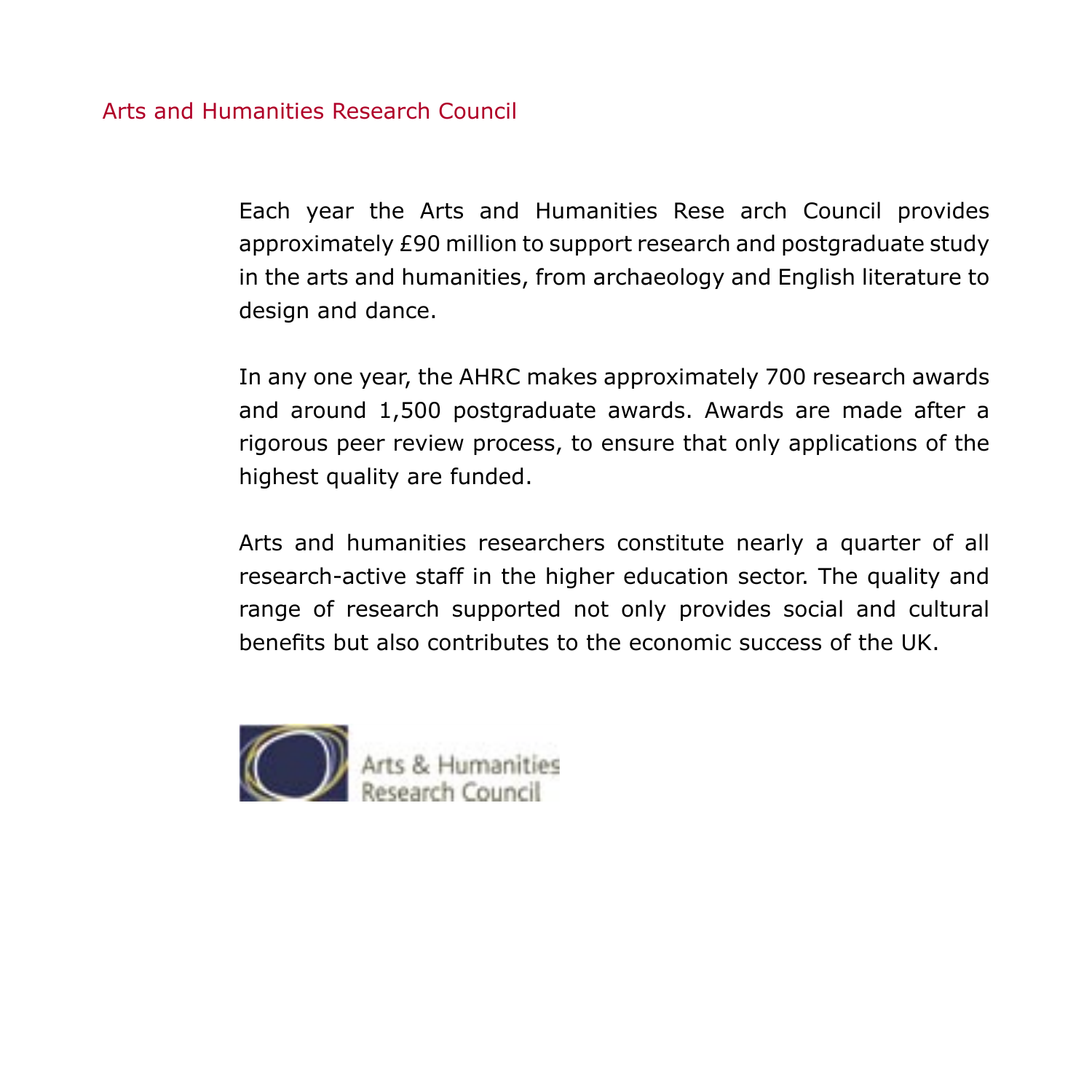## Arts and Humanities Research Council

Each year the Arts and Humanities Rese arch Council provides approximately £90 million to support research and postgraduate study in the arts and humanities, from archaeology and English literature to design and dance.

In any one year, the AHRC makes approximately 700 research awards and around 1,500 postgraduate awards. Awards are made after a rigorous peer review process, to ensure that only applications of the highest quality are funded.

Arts and humanities researchers constitute nearly a quarter of all research-active staff in the higher education sector. The quality and range of research supported not only provides social and cultural benefits but also contributes to the economic success of the UK.

Arts & Humanities Research Council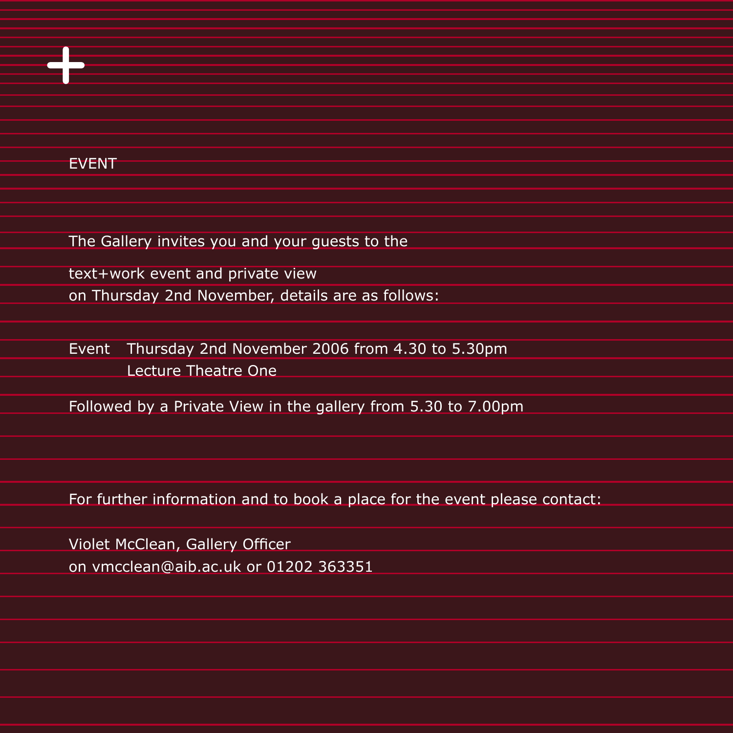+

EVENT

The Gallery invites you and your guests to the

text+work event and private view
on Thursday 2nd November, details are as follows:

Event Thursday 2nd November 2006 from 4.30 to 5.30pm
Lecture Theatre One

Followed by a Private View in the gallery from 5.30 to 7.00pm

For further information and to book a place for the event please contact:

Violet McClean, Gallery Officer
on vmcclean@aib.ac.uk or 01202 363351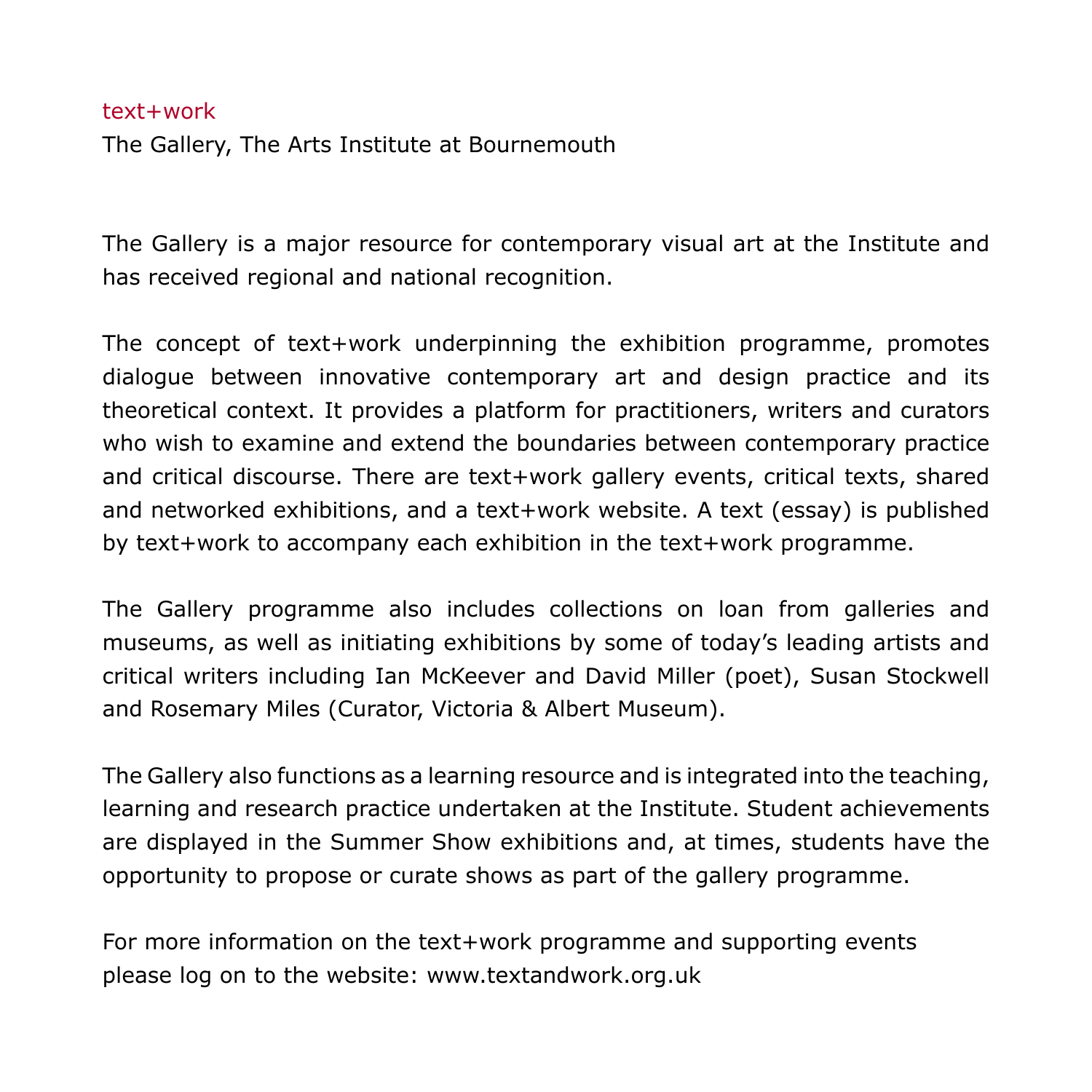text+work

The Gallery, The Arts Institute at Bournemouth

The Gallery is a major resource for contemporary visual art at the Institute and has received regional and national recognition.

The concept of text+work underpinning the exhibition programme, promotes dialogue between innovative contemporary art and design practice and its theoretical context. It provides a platform for practitioners, writers and curators who wish to examine and extend the boundaries between contemporary practice and critical discourse. There are text+work gallery events, critical texts, shared and networked exhibitions, and a text+work website. A text (essay) is published by text+work to accompany each exhibition in the text+work programme.

The Gallery programme also includes collections on loan from galleries and museums, as well as initiating exhibitions by some of today's leading artists and critical writers including Ian McKeever and David Miller (poet), Susan Stockwell and Rosemary Miles (Curator, Victoria & Albert Museum).

The Gallery also functions as a learning resource and is integrated into the teaching, learning and research practice undertaken at the Institute. Student achievements are displayed in the Summer Show exhibitions and, at times, students have the opportunity to propose or curate shows as part of the gallery programme.

For more information on the text+work programme and supporting events please log on to the website: www.textandwork.org.uk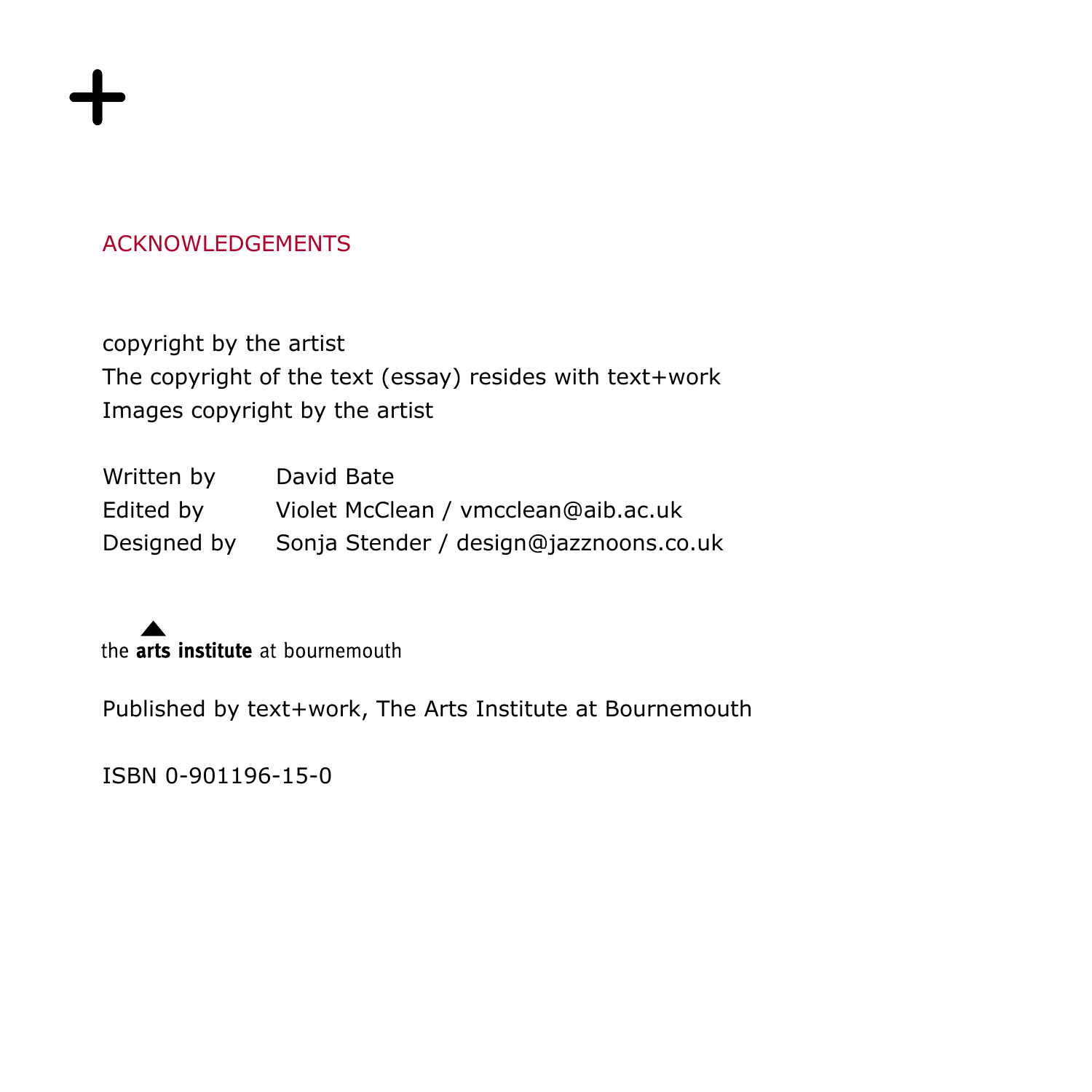## ACKNOWLEDGEMENTS

copyright by the artist
The copyright of the text (essay) resides with text+work
Images copyright by the artist

| | |
|---|---|
| Written by | David Bate |
| Edited by | Violet McClean / vmcclean@aib.ac.uk |
| Designed by | Sonja Stender / design@jazznoons.co.uk |

the **arts institute** at bournemouth

Published by text+work, The Arts Institute at Bournemouth

ISBN 0-901196-15-0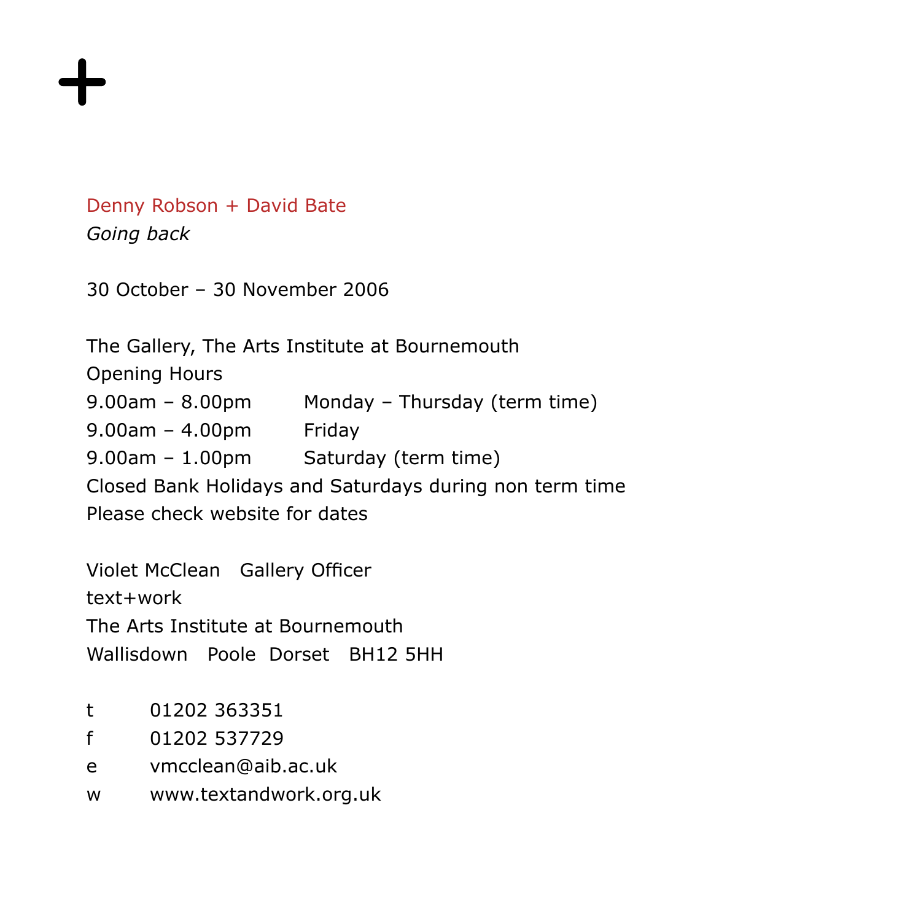+

Denny Robson + David Bate

*Going back*

30 October – 30 November 2006

The Gallery, The Arts Institute at Bournemouth

Opening Hours

| | |
|---|---|
| 9.00am – 8.00pm | Monday – Thursday (term time) |
| 9.00am – 4.00pm | Friday |
| 9.00am – 1.00pm | Saturday (term time) |

Closed Bank Holidays and Saturdays during non term time

Please check website for dates

Violet McClean   Gallery Officer

text+work

The Arts Institute at Bournemouth

Wallisdown   Poole   Dorset   BH12 5HH

| | |
|---|---|
| t | 01202 363351 |
| f | 01202 537729 |
| e | vmcclean@aib.ac.uk |
| w | www.textandwork.org.uk |